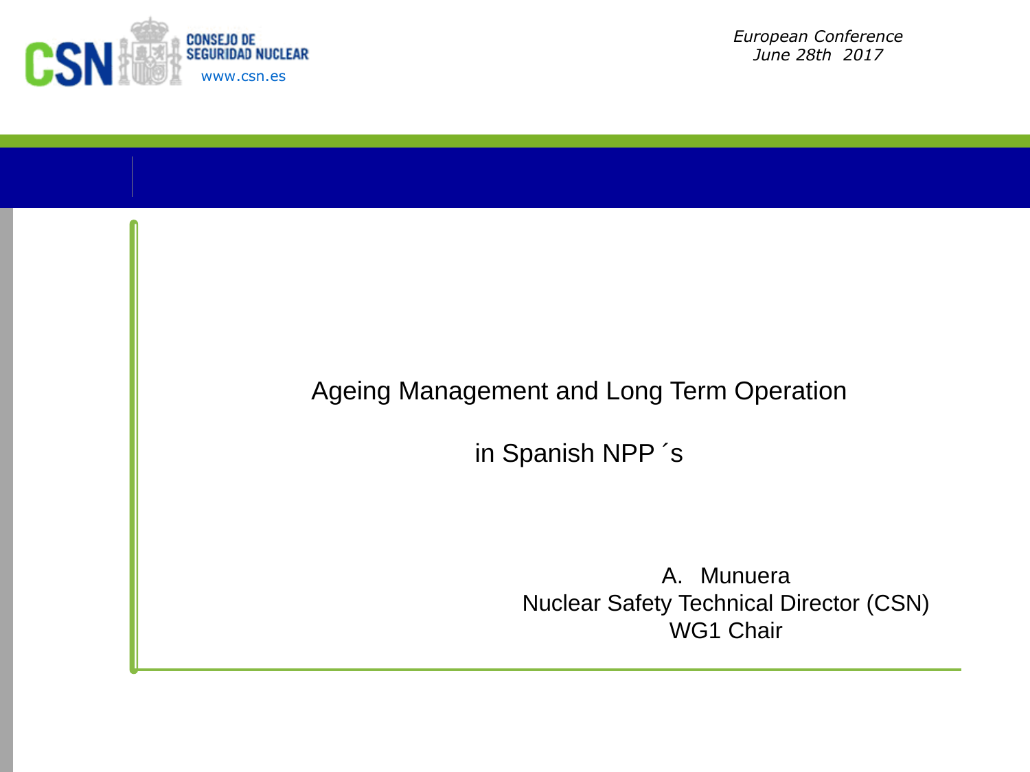CSN CONSEJO DE SEGURIDAD NUCLEAR

www.csn.es

*European Conference*
*June 28th 2017*

# Ageing Management and Long Term Operation

# in Spanish NPP´s

A. Munuera
Nuclear Safety Technical Director (CSN)
WG1 Chair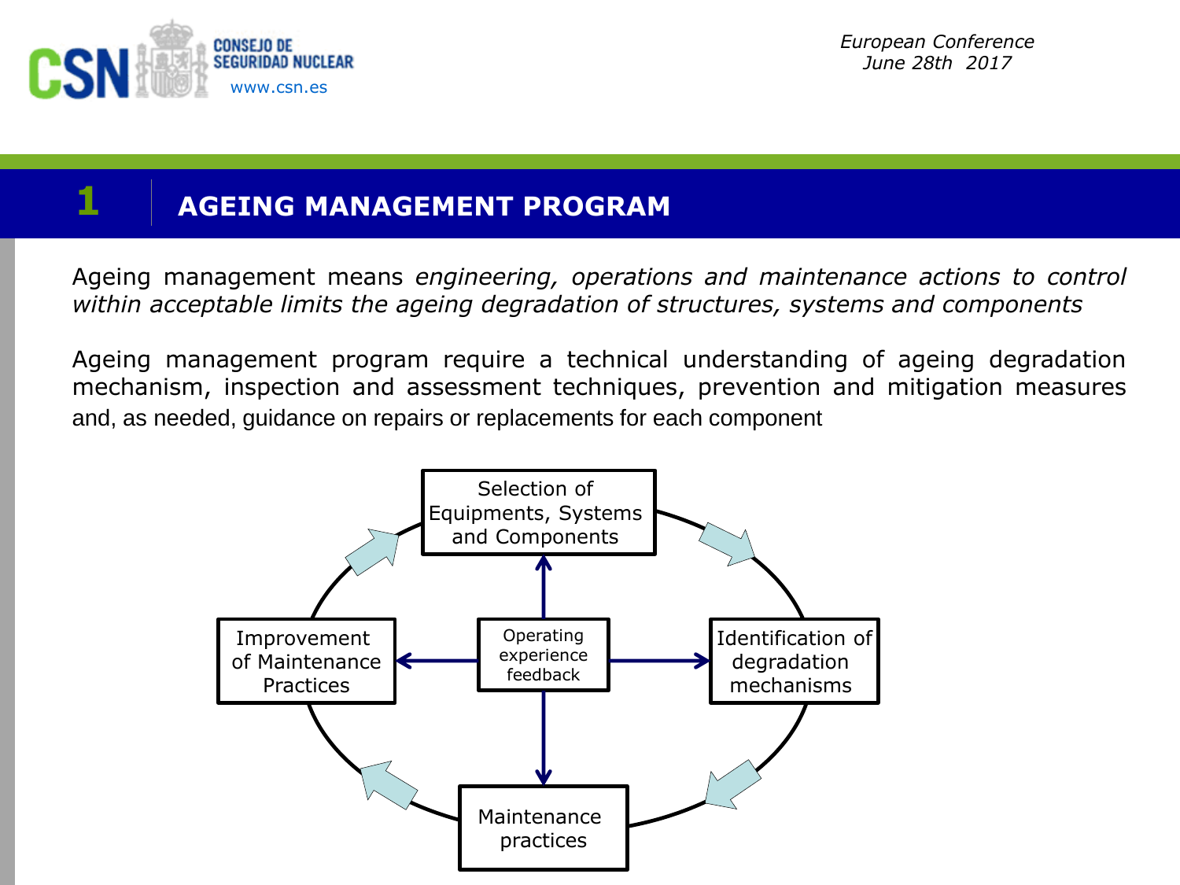# 1 AGEING MANAGEMENT PROGRAM

Ageing management means *engineering, operations and maintenance actions to control within acceptable limits the ageing degradation of structures, systems and components*

Ageing management program require a technical understanding of ageing degradation mechanism, inspection and assessment techniques, prevention and mitigation measures and, as needed, guidance on repairs or replacements for each component

Selection of Equipments, Systems and Components

Identification of degradation mechanisms

Maintenance practices

Improvement of Maintenance Practices

Operating experience feedback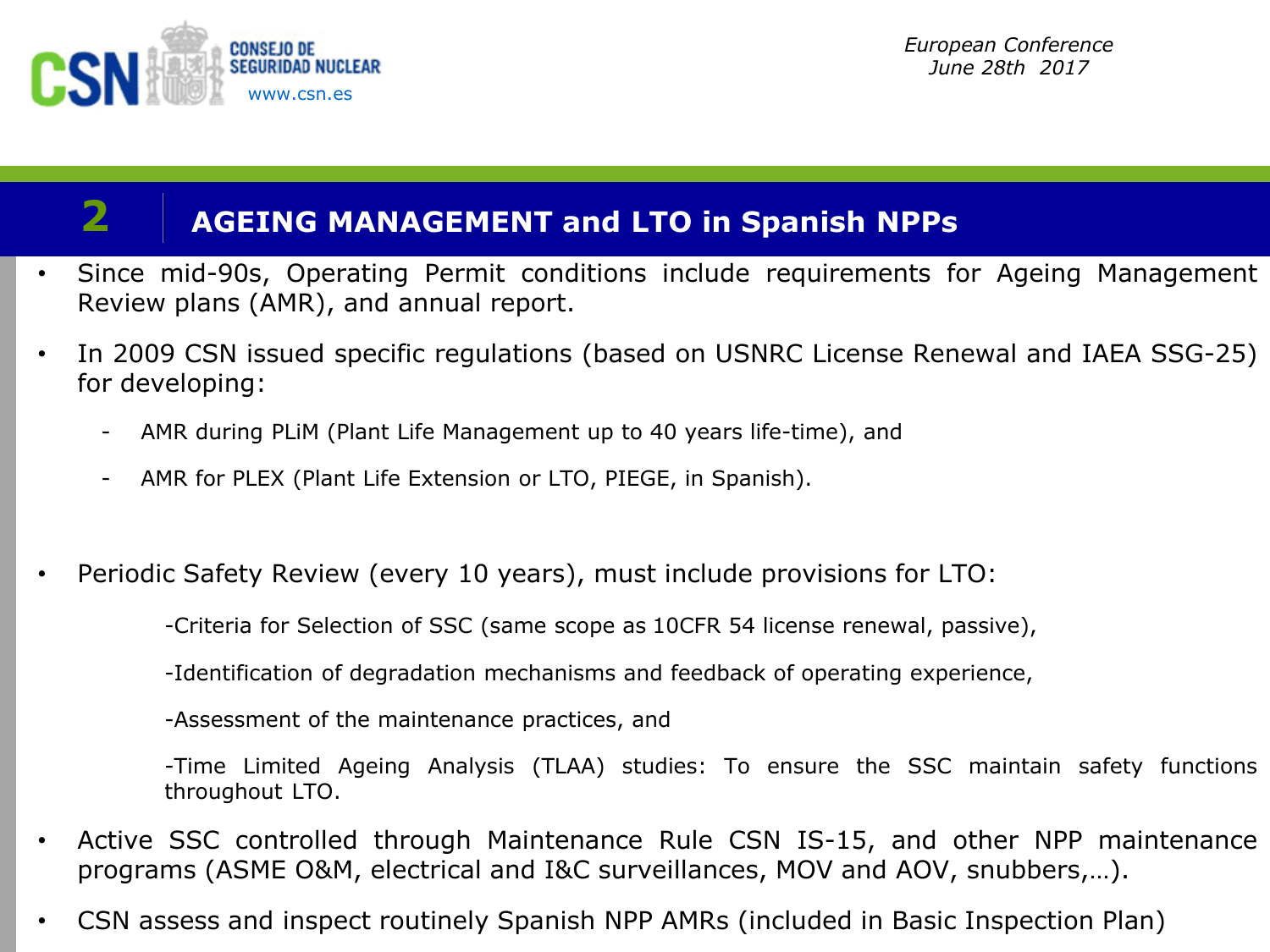## 2 AGEING MANAGEMENT and LTO in Spanish NPPs

- Since mid-90s, Operating Permit conditions include requirements for Ageing Management Review plans (AMR), and annual report.
- In 2009 CSN issued specific regulations (based on USNRC License Renewal and IAEA SSG-25) for developing:
  - AMR during PLiM (Plant Life Management up to 40 years life-time), and
  - AMR for PLEX (Plant Life Extension or LTO, PIEGE, in Spanish).
- Periodic Safety Review (every 10 years), must include provisions for LTO:
  - -Criteria for Selection of SSC (same scope as 10CFR 54 license renewal, passive),
  - -Identification of degradation mechanisms and feedback of operating experience,
  - -Assessment of the maintenance practices, and
  - -Time Limited Ageing Analysis (TLAA) studies: To ensure the SSC maintain safety functions throughout LTO.
- Active SSC controlled through Maintenance Rule CSN IS-15, and other NPP maintenance programs (ASME O&M, electrical and I&C surveillances, MOV and AOV, snubbers,…).
- CSN assess and inspect routinely Spanish NPP AMRs (included in Basic Inspection Plan)